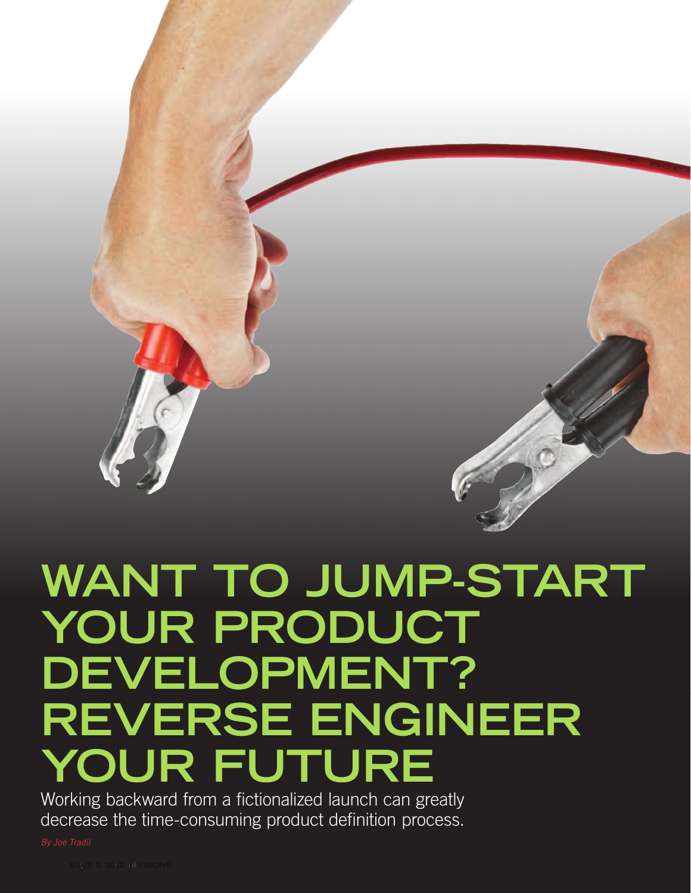# WANT TO JUMP-START YOUR PRODUCT DEVELOPMENT? REVERSE ENGINEER YOUR FUTURE

Working backward from a fictionalized launch can greatly decrease the time-consuming product definition process.

*By Joe Tradii*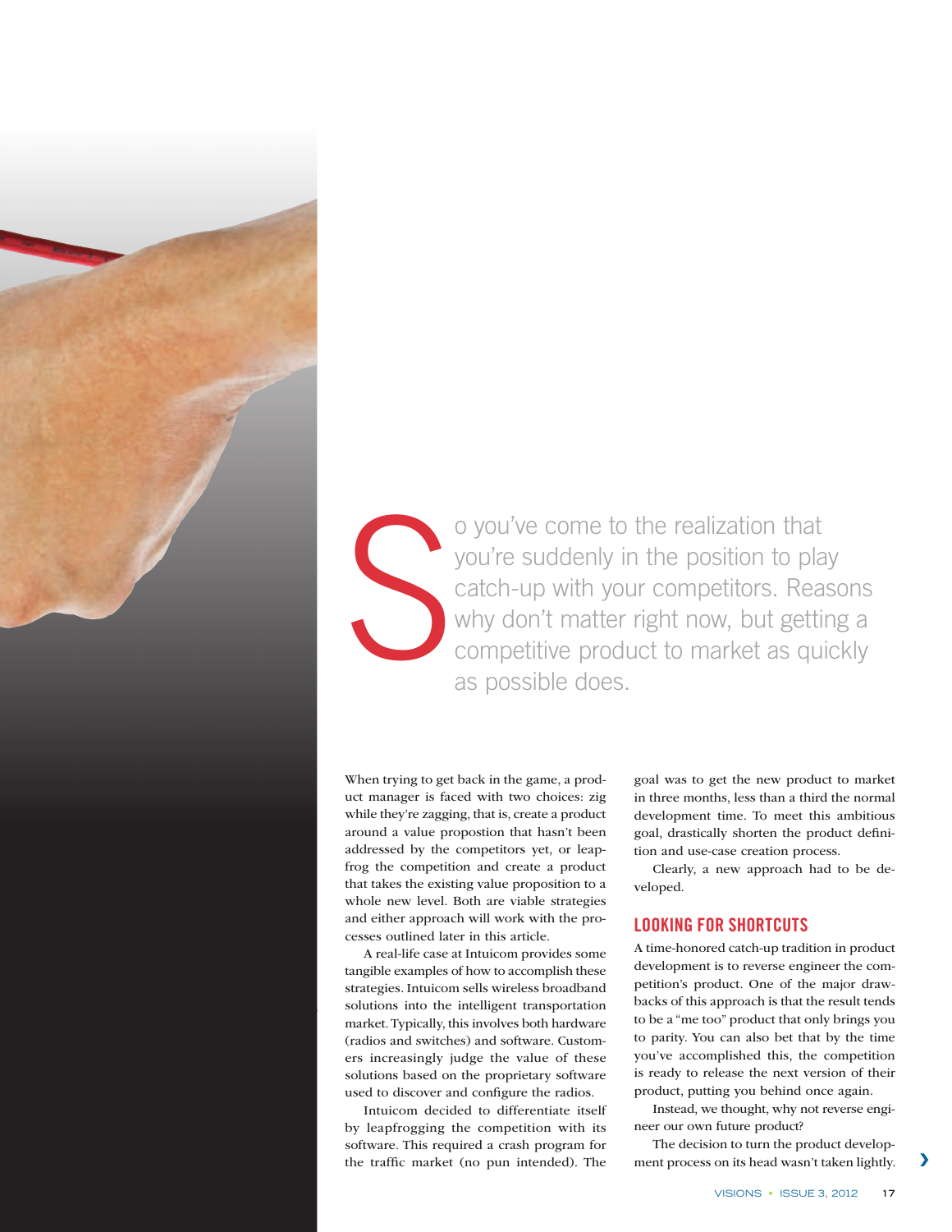So you've come to the realization that you're suddenly in the position to play catch-up with your competitors. Reasons why don't matter right now, but getting a competitive product to market as quickly as possible does.

When trying to get back in the game, a product manager is faced with two choices: zig while they're zagging, that is, create a product around a value propostion that hasn't been addressed by the competitors yet, or leapfrog the competition and create a product that takes the existing value proposition to a whole new level. Both are viable strategies and either approach will work with the processes outlined later in this article.

A real-life case at Intuicom provides some tangible examples of how to accomplish these strategies. Intuicom sells wireless broadband solutions into the intelligent transportation market. Typically, this involves both hardware (radios and switches) and software. Customers increasingly judge the value of these solutions based on the proprietary software used to discover and configure the radios.

Intuicom decided to differentiate itself by leapfrogging the competition with its software. This required a crash program for the traffic market (no pun intended). The goal was to get the new product to market in three months, less than a third the normal development time. To meet this ambitious goal, drastically shorten the product definition and use-case creation process.

Clearly, a new approach had to be developed.

## LOOKING FOR SHORTCUTS

A time-honored catch-up tradition in product development is to reverse engineer the competition's product. One of the major drawbacks of this approach is that the result tends to be a "me too" product that only brings you to parity. You can also bet that by the time you've accomplished this, the competition is ready to release the next version of their product, putting you behind once again.

Instead, we thought, why not reverse engineer our own future product?

The decision to turn the product development process on its head wasn't taken lightly.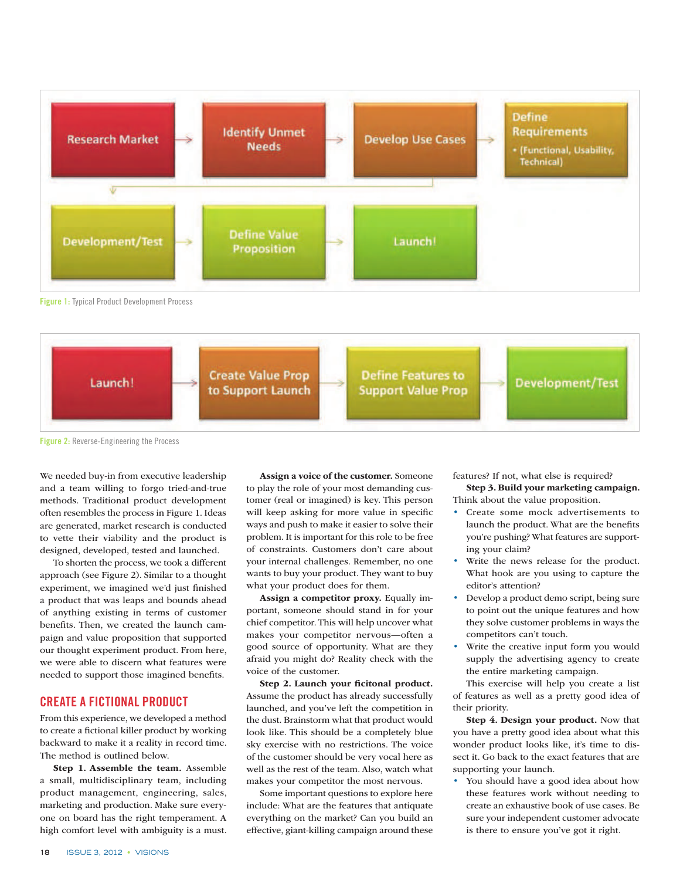Research Market → Identify Unmet Needs → Develop Use Cases → Define Requirements
- (Functional, Usability, Technical)

Development/Test → Define Value Proposition → Launch!

Figure 1: Typical Product Development Process

Launch! → Create Value Prop to Support Launch → Define Features to Support Value Prop → Development/Test

Figure 2: Reverse-Engineering the Process

We needed buy-in from executive leadership and a team willing to forgo tried-and-true methods. Traditional product development often resembles the process in Figure 1. Ideas are generated, market research is conducted to vette their viability and the product is designed, developed, tested and launched.

To shorten the process, we took a different approach (see Figure 2). Similar to a thought experiment, we imagined we'd just finished a product that was leaps and bounds ahead of anything existing in terms of customer benefits. Then, we created the launch campaign and value proposition that supported our thought experiment product. From here, we were able to discern what features were needed to support those imagined benefits.

## CREATE A FICTIONAL PRODUCT

From this experience, we developed a method to create a fictional killer product by working backward to make it a reality in record time. The method is outlined below.

**Step 1. Assemble the team.** Assemble a small, multidisciplinary team, including product management, engineering, sales, marketing and production. Make sure everyone on board has the right temperament. A high comfort level with ambiguity is a must.

**Assign a voice of the customer.** Someone to play the role of your most demanding customer (real or imagined) is key. This person will keep asking for more value in specific ways and push to make it easier to solve their problem. It is important for this role to be free of constraints. Customers don't care about your internal challenges. Remember, no one wants to buy your product. They want to buy what your product does for them.

**Assign a competitor proxy.** Equally important, someone should stand in for your chief competitor. This will help uncover what makes your competitor nervous—often a good source of opportunity. What are they afraid you might do? Reality check with the voice of the customer.

**Step 2. Launch your ficitonal product.** Assume the product has already successfully launched, and you've left the competition in the dust. Brainstorm what that product would look like. This should be a completely blue sky exercise with no restrictions. The voice of the customer should be very vocal here as well as the rest of the team. Also, watch what makes your competitor the most nervous.

Some important questions to explore here include: What are the features that antiquate everything on the market? Can you build an effective, giant-killing campaign around these features? If not, what else is required?

**Step 3. Build your marketing campaign.** Think about the value proposition.

- Create some mock advertisements to launch the product. What are the benefits you're pushing? What features are supporting your claim?
- Write the news release for the product. What hook are you using to capture the editor's attention?
- Develop a product demo script, being sure to point out the unique features and how they solve customer problems in ways the competitors can't touch.
- Write the creative input form you would supply the advertising agency to create the entire marketing campaign.

This exercise will help you create a list of features as well as a pretty good idea of their priority.

**Step 4. Design your product.** Now that you have a pretty good idea about what this wonder product looks like, it's time to dissect it. Go back to the exact features that are supporting your launch.

- You should have a good idea about how these features work without needing to create an exhaustive book of use cases. Be sure your independent customer advocate is there to ensure you've got it right.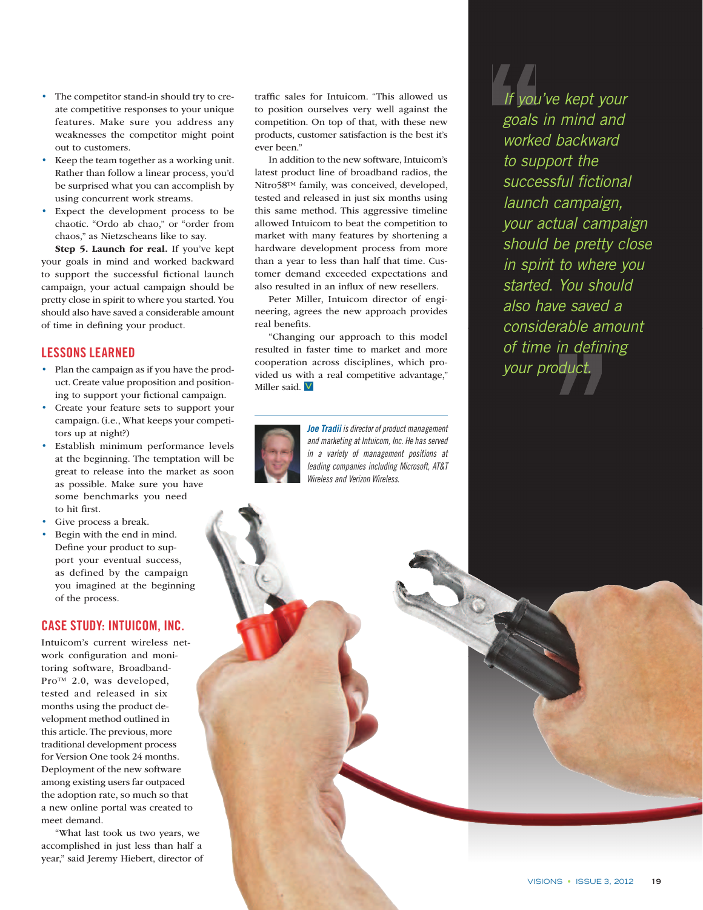- The competitor stand-in should try to create competitive responses to your unique features. Make sure you address any weaknesses the competitor might point out to customers.
- Keep the team together as a working unit. Rather than follow a linear process, you'd be surprised what you can accomplish by using concurrent work streams.
- Expect the development process to be chaotic. "Ordo ab chao," or "order from chaos," as Nietzscheans like to say.

**Step 5. Launch for real.** If you've kept your goals in mind and worked backward to support the successful fictional launch campaign, your actual campaign should be pretty close in spirit to where you started. You should also have saved a considerable amount of time in defining your product.

## LESSONS LEARNED

- Plan the campaign as if you have the product. Create value proposition and positioning to support your fictional campaign.
- Create your feature sets to support your campaign. (i.e., What keeps your competitors up at night?)
- Establish minimum performance levels at the beginning. The temptation will be great to release into the market as soon as possible. Make sure you have some benchmarks you need to hit first.
- Give process a break.
- Begin with the end in mind. Define your product to support your eventual success, as defined by the campaign you imagined at the beginning of the process.

## CASE STUDY: INTUICOM, INC.

Intuicom's current wireless network configuration and monitoring software, Broadband-Pro™ 2.0, was developed, tested and released in six months using the product development method outlined in this article. The previous, more traditional development process for Version One took 24 months. Deployment of the new software among existing users far outpaced the adoption rate, so much so that a new online portal was created to meet demand.

"What last took us two years, we accomplished in just less than half a year," said Jeremy Hiebert, director of traffic sales for Intuicom. "This allowed us to position ourselves very well against the competition. On top of that, with these new products, customer satisfaction is the best it's ever been."

In addition to the new software, Intuicom's latest product line of broadband radios, the Nitro58™ family, was conceived, developed, tested and released in just six months using this same method. This aggressive timeline allowed Intuicom to beat the competition to market with many features by shortening a hardware development process from more than a year to less than half that time. Customer demand exceeded expectations and also resulted in an influx of new resellers.

Peter Miller, Intuicom director of engineering, agrees the new approach provides real benefits.

"Changing our approach to this model resulted in faster time to market and more cooperation across disciplines, which provided us with a real competitive advantage," Miller said.

*Joe Tradii is director of product management and marketing at Intuicom, Inc. He has served in a variety of management positions at leading companies including Microsoft, AT&T Wireless and Verizon Wireless.*

> "If you've kept your goals in mind and worked backward to support the successful fictional launch campaign, your actual campaign should be pretty close in spirit to where you started. You should also have saved a considerable amount of time in defining your product."